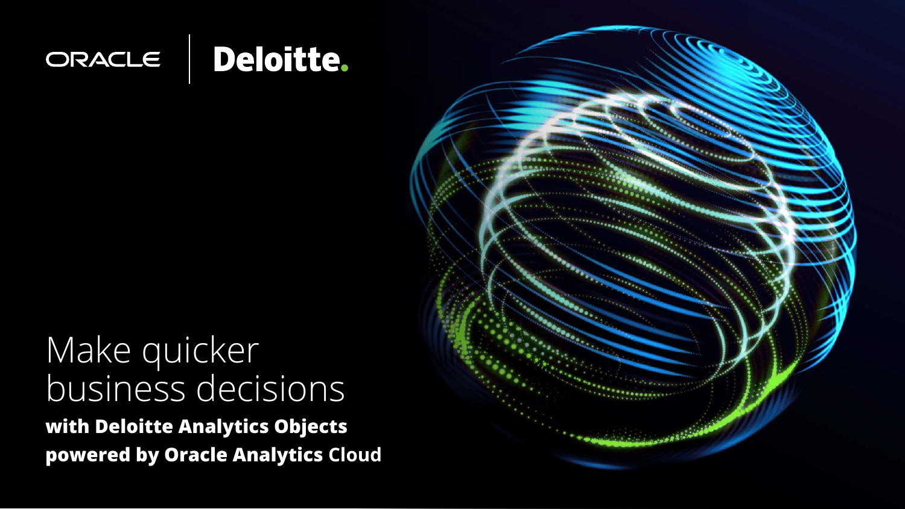ORACLE | Deloitte.

# Make quicker business decisions

**with Deloitte Analytics Objects powered by Oracle Analytics** Cloud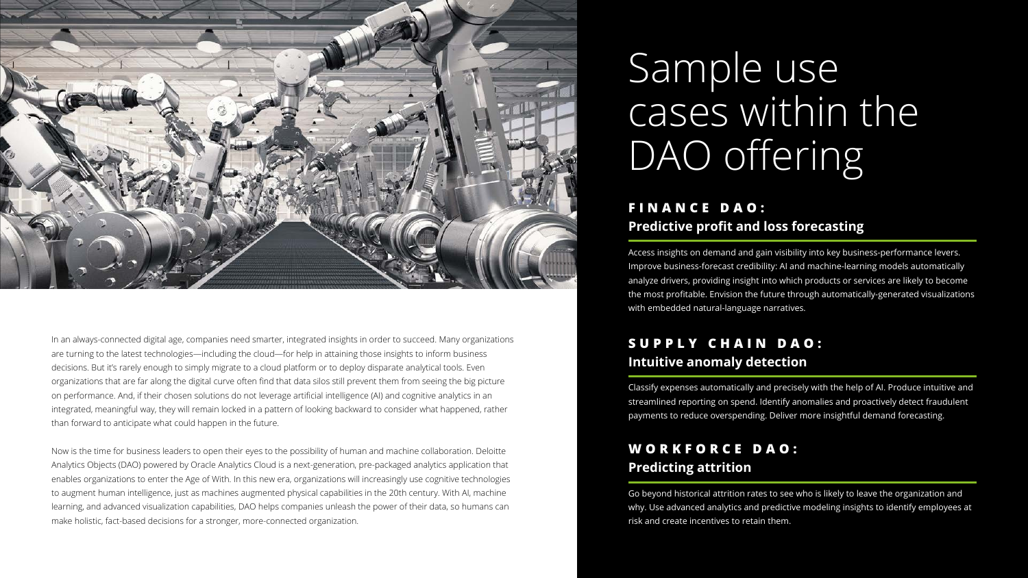In an always-connected digital age, companies need smarter, integrated insights in order to succeed. Many organizations are turning to the latest technologies—including the cloud—for help in attaining those insights to inform business decisions. But it's rarely enough to simply migrate to a cloud platform or to deploy disparate analytical tools. Even organizations that are far along the digital curve often find that data silos still prevent them from seeing the big picture on performance. And, if their chosen solutions do not leverage artificial intelligence (AI) and cognitive analytics in an integrated, meaningful way, they will remain locked in a pattern of looking backward to consider what happened, rather than forward to anticipate what could happen in the future.

Now is the time for business leaders to open their eyes to the possibility of human and machine collaboration. Deloitte Analytics Objects (DAO) powered by Oracle Analytics Cloud is a next-generation, pre-packaged analytics application that enables organizations to enter the Age of With. In this new era, organizations will increasingly use cognitive technologies to augment human intelligence, just as machines augmented physical capabilities in the 20th century. With AI, machine learning, and advanced visualization capabilities, DAO helps companies unleash the power of their data, so humans can make holistic, fact-based decisions for a stronger, more-connected organization.

# Sample use cases within the DAO offering

## FINANCE DAO:
### Predictive profit and loss forecasting

Access insights on demand and gain visibility into key business-performance levers. Improve business-forecast credibility: AI and machine-learning models automatically analyze drivers, providing insight into which products or services are likely to become the most profitable. Envision the future through automatically-generated visualizations with embedded natural-language narratives.

## SUPPLY CHAIN DAO:
### Intuitive anomaly detection

Classify expenses automatically and precisely with the help of AI. Produce intuitive and streamlined reporting on spend. Identify anomalies and proactively detect fraudulent payments to reduce overspending. Deliver more insightful demand forecasting.

## WORKFORCE DAO:
### Predicting attrition

Go beyond historical attrition rates to see who is likely to leave the organization and why. Use advanced analytics and predictive modeling insights to identify employees at risk and create incentives to retain them.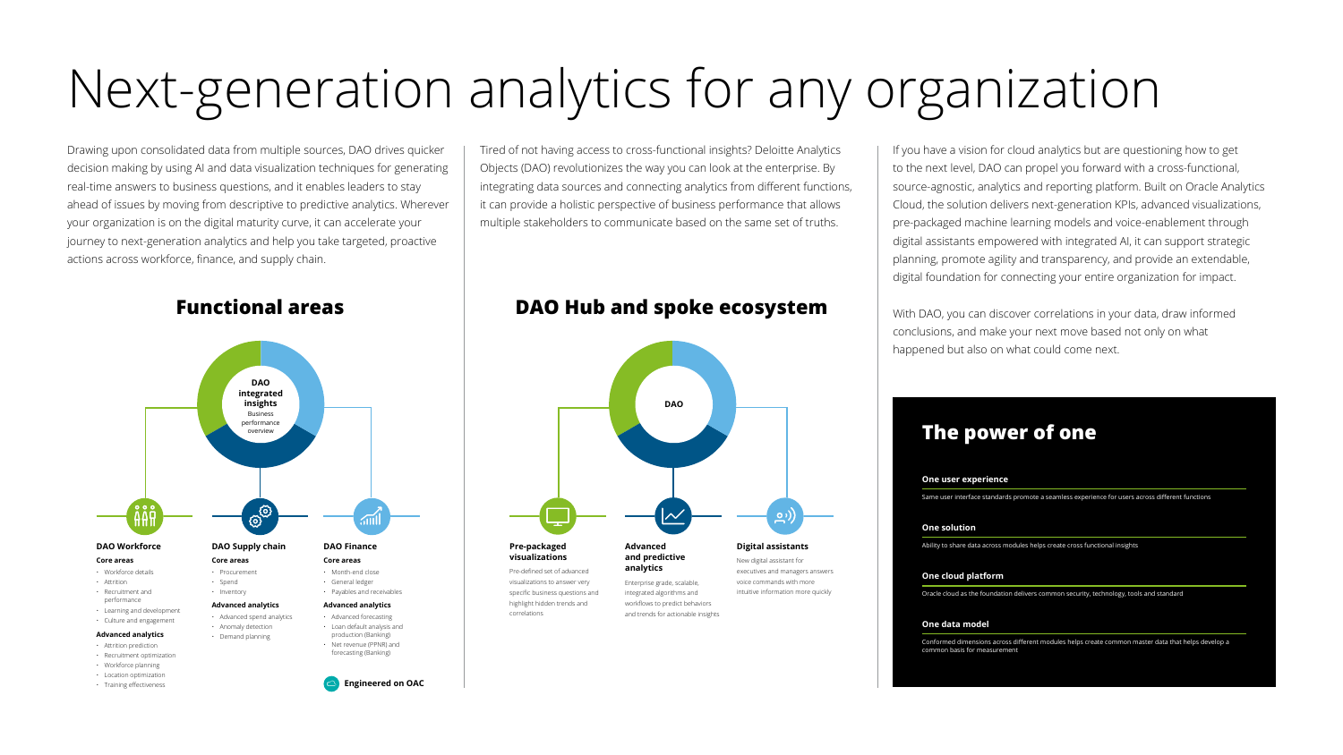# Next-generation analytics for any organization

Drawing upon consolidated data from multiple sources, DAO drives quicker decision making by using AI and data visualization techniques for generating real-time answers to business questions, and it enables leaders to stay ahead of issues by moving from descriptive to predictive analytics. Wherever your organization is on the digital maturity curve, it can accelerate your journey to next-generation analytics and help you take targeted, proactive actions across workforce, finance, and supply chain.

Tired of not having access to cross-functional insights? Deloitte Analytics Objects (DAO) revolutionizes the way you can look at the enterprise. By integrating data sources and connecting analytics from different functions, it can provide a holistic perspective of business performance that allows multiple stakeholders to communicate based on the same set of truths.

If you have a vision for cloud analytics but are questioning how to get to the next level, DAO can propel you forward with a cross-functional, source-agnostic, analytics and reporting platform. Built on Oracle Analytics Cloud, the solution delivers next-generation KPIs, advanced visualizations, pre-packaged machine learning models and voice-enablement through digital assistants empowered with integrated AI, it can support strategic planning, promote agility and transparency, and provide an extendable, digital foundation for connecting your entire organization for impact.

With DAO, you can discover correlations in your data, draw informed conclusions, and make your next move based not only on what happened but also on what could come next.

## Functional areas

**DAO integrated insights**
Business performance overview

### DAO Workforce

**Core areas**
- Workforce details
- Attrition
- Recruitment and performance
- Learning and development
- Culture and engagement

**Advanced analytics**
- Attrition prediction
- Recruitment optimization
- Workforce planning
- Location optimization
- Training effectiveness

### DAO Supply chain

**Core areas**
- Procurement
- Spend
- Inventory

**Advanced analytics**
- Advanced spend analytics
- Anomaly detection
- Demand planning

### DAO Finance

**Core areas**
- Month-end close
- General ledger
- Payables and receivables

**Advanced analytics**
- Advanced forecasting
- Loan default analysis and production (Banking)
- Net revenue (PPNR) and forecasting (Banking)

**Engineered on OAC**

## DAO Hub and spoke ecosystem

**DAO**

### Pre-packaged visualizations

Pre-defined set of advanced visualizations to answer very specific business questions and highlight hidden trends and correlations

### Advanced and predictive analytics

Enterprise grade, scalable, integrated algorithms and workflows to predict behaviors and trends for actionable insights

### Digital assistants

New digital assistant for executives and managers answers voice commands with more intuitive information more quickly

## The power of one

**One user experience**

Same user interface standards promote a seamless experience for users across different functions

**One solution**

Ability to share data across modules helps create cross functional insights

**One cloud platform**

Oracle cloud as the foundation delivers common security, technology, tools and standard

**One data model**

Conformed dimensions across different modules helps create common master data that helps develop a common basis for measurement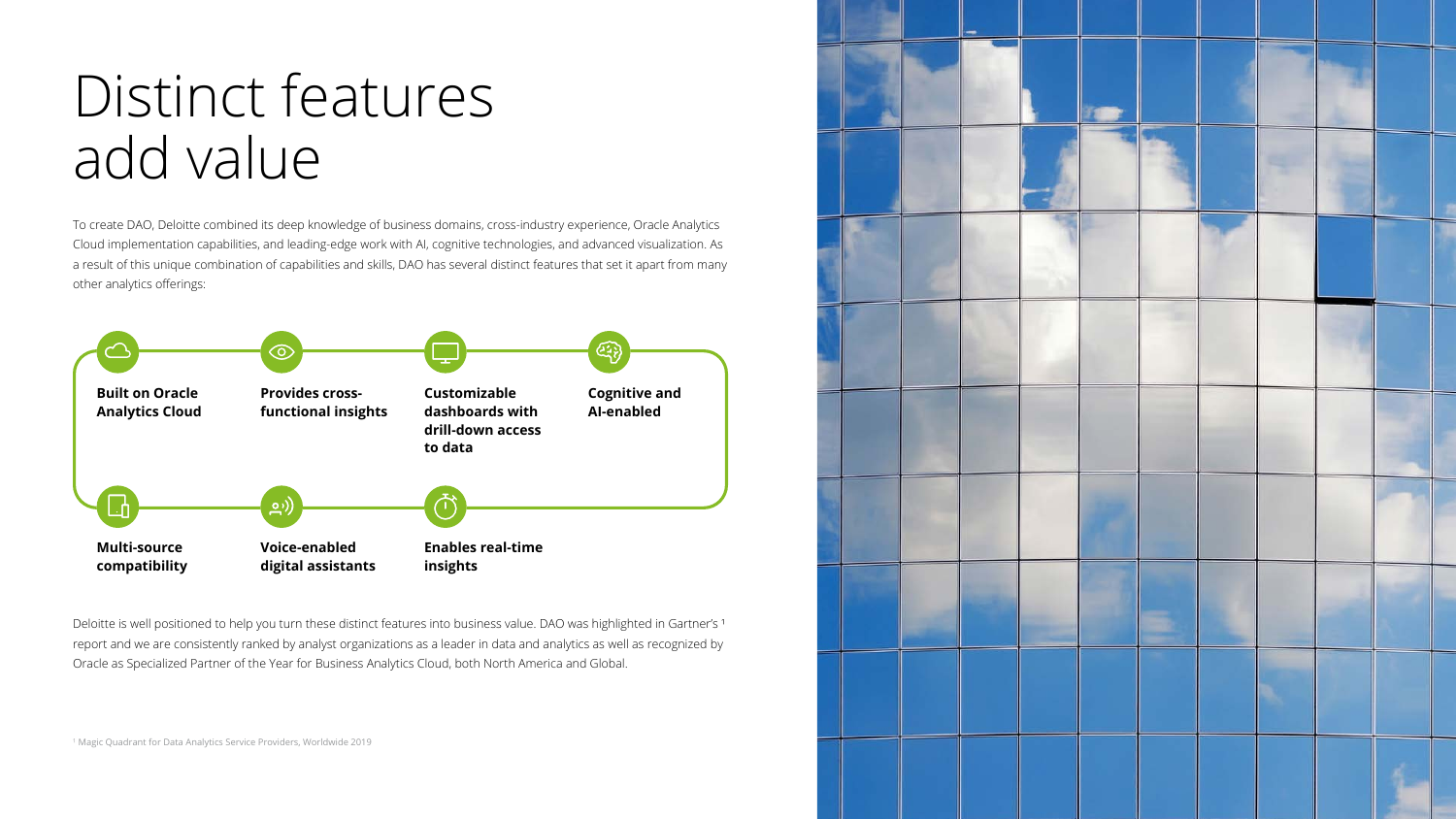# Distinct features add value

To create DAO, Deloitte combined its deep knowledge of business domains, cross-industry experience, Oracle Analytics Cloud implementation capabilities, and leading-edge work with AI, cognitive technologies, and advanced visualization. As a result of this unique combination of capabilities and skills, DAO has several distinct features that set it apart from many other analytics offerings:

- **Built on Oracle Analytics Cloud**
- **Provides cross-functional insights**
- **Customizable dashboards with drill-down access to data**
- **Cognitive and AI-enabled**
- **Multi-source compatibility**
- **Voice-enabled digital assistants**
- **Enables real-time insights**

Deloitte is well positioned to help you turn these distinct features into business value. DAO was highlighted in Gartner's [1] report and we are consistently ranked by analyst organizations as a leader in data and analytics as well as recognized by Oracle as Specialized Partner of the Year for Business Analytics Cloud, both North America and Global.

[1] Magic Quadrant for Data Analytics Service Providers, Worldwide 2019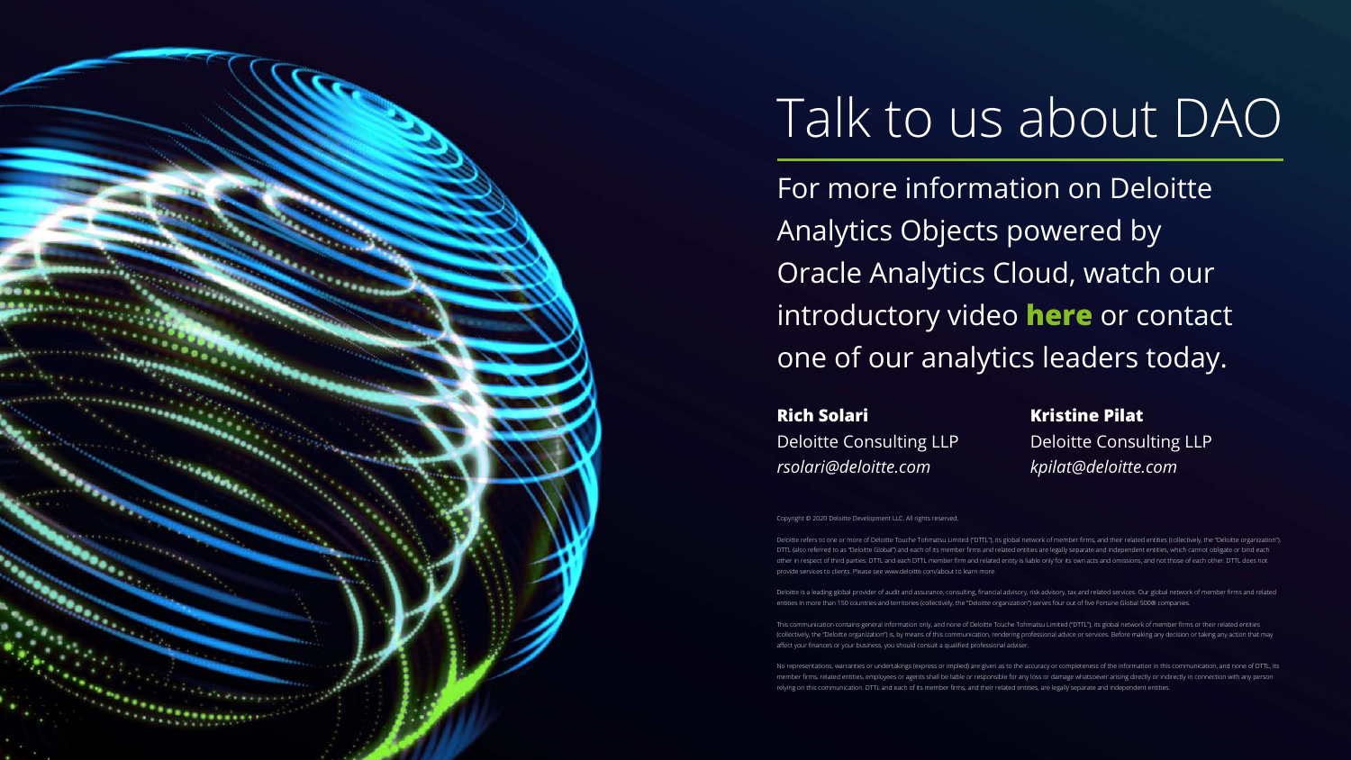# Talk to us about DAO

For more information on Deloitte Analytics Objects powered by Oracle Analytics Cloud, watch our introductory video **here** or contact one of our analytics leaders today.

**Rich Solari**
Deloitte Consulting LLP
*rsolari@deloitte.com*

**Kristine Pilat**
Deloitte Consulting LLP
*kpilat@deloitte.com*

Copyright © 2020 Deloitte Development LLC. All rights reserved.

Deloitte refers to one or more of Deloitte Touche Tohmatsu Limited ("DTTL"), its global network of member firms, and their related entities (collectively, the "Deloitte organization"). DTTL (also referred to as "Deloitte Global") and each of its member firms and related entities are legally separate and independent entities, which cannot obligate or bind each other in respect of third parties. DTTL and each DTTL member firm and related entity is liable only for its own acts and omissions, and not those of each other. DTTL does not provide services to clients. Please see www.deloitte.com/about to learn more.

Deloitte is a leading global provider of audit and assurance, consulting, financial advisory, risk advisory, tax and related services. Our global network of member firms and related entities in more than 150 countries and territories (collectively, the "Deloitte organization") serves four out of five Fortune Global 500® companies.

This communication contains general information only, and none of Deloitte Touche Tohmatsu Limited ("DTTL"), its global network of member firms or their related entities (collectively, the "Deloitte organization") is, by means of this communication, rendering professional advice or services. Before making any decision or taking any action that may affect your finances or your business, you should consult a qualified professional adviser.

No representations, warranties or undertakings (express or implied) are given as to the accuracy or completeness of the information in this communication, and none of DTTL, its member firms, related entities, employees or agents shall be liable or responsible for any loss or damage whatsoever arising directly or indirectly in connection with any person relying on this communication. DTTL and each of its member firms, and their related entities, are legally separate and independent entities.